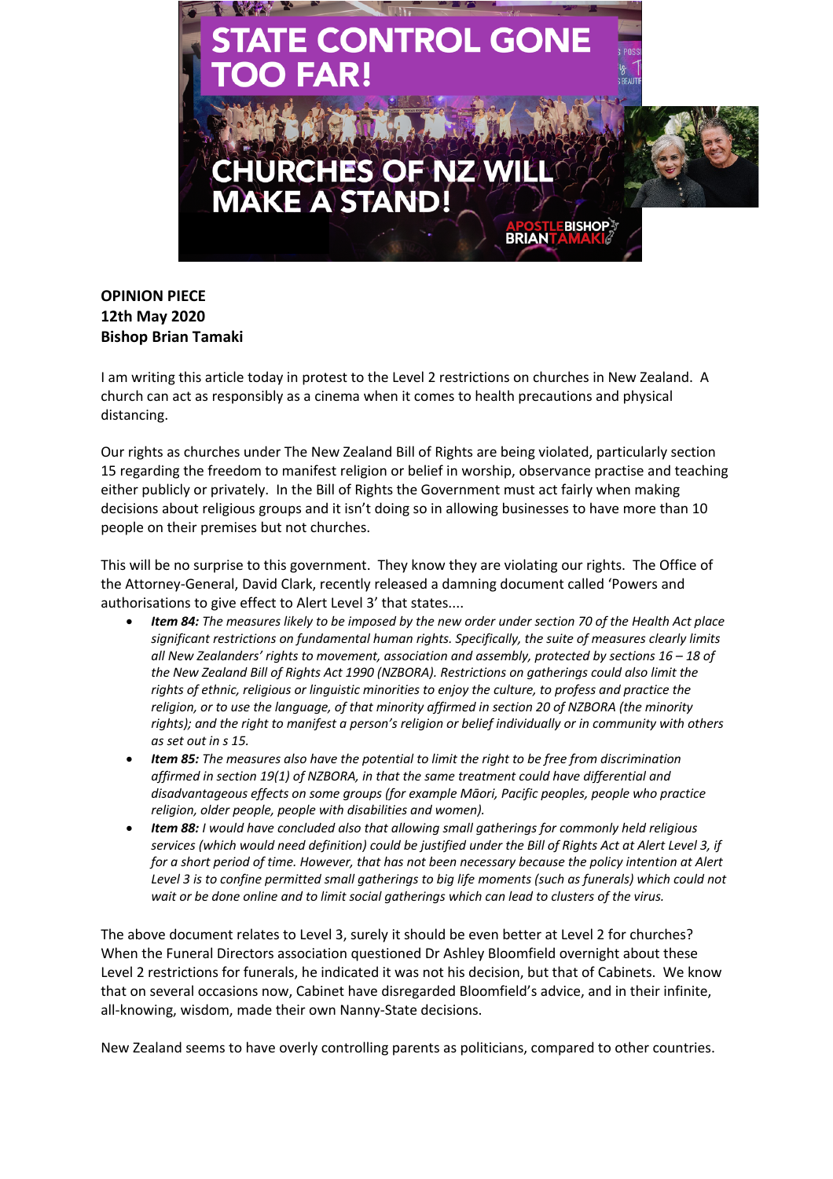STATE CONTROL GONE TOO FAR!

CHURCHES OF NZ WILL MAKE A STAND!

APOSTLE BISHOP BRIAN TAMAKI

**OPINION PIECE**
**12th May 2020**
**Bishop Brian Tamaki**

I am writing this article today in protest to the Level 2 restrictions on churches in New Zealand. A church can act as responsibly as a cinema when it comes to health precautions and physical distancing.

Our rights as churches under The New Zealand Bill of Rights are being violated, particularly section 15 regarding the freedom to manifest religion or belief in worship, observance practise and teaching either publicly or privately. In the Bill of Rights the Government must act fairly when making decisions about religious groups and it isn't doing so in allowing businesses to have more than 10 people on their premises but not churches.

This will be no surprise to this government. They know they are violating our rights. The Office of the Attorney-General, David Clark, recently released a damning document called 'Powers and authorisations to give effect to Alert Level 3' that states....

- ***Item 84:*** *The measures likely to be imposed by the new order under section 70 of the Health Act place significant restrictions on fundamental human rights. Specifically, the suite of measures clearly limits all New Zealanders' rights to movement, association and assembly, protected by sections 16 – 18 of the New Zealand Bill of Rights Act 1990 (NZBORA). Restrictions on gatherings could also limit the rights of ethnic, religious or linguistic minorities to enjoy the culture, to profess and practice the religion, or to use the language, of that minority affirmed in section 20 of NZBORA (the minority rights); and the right to manifest a person's religion or belief individually or in community with others as set out in s 15.*
- ***Item 85:*** *The measures also have the potential to limit the right to be free from discrimination affirmed in section 19(1) of NZBORA, in that the same treatment could have differential and disadvantageous effects on some groups (for example Māori, Pacific peoples, people who practice religion, older people, people with disabilities and women).*
- ***Item 88:*** *I would have concluded also that allowing small gatherings for commonly held religious services (which would need definition) could be justified under the Bill of Rights Act at Alert Level 3, if for a short period of time. However, that has not been necessary because the policy intention at Alert Level 3 is to confine permitted small gatherings to big life moments (such as funerals) which could not wait or be done online and to limit social gatherings which can lead to clusters of the virus.*

The above document relates to Level 3, surely it should be even better at Level 2 for churches? When the Funeral Directors association questioned Dr Ashley Bloomfield overnight about these Level 2 restrictions for funerals, he indicated it was not his decision, but that of Cabinets. We know that on several occasions now, Cabinet have disregarded Bloomfield's advice, and in their infinite, all-knowing, wisdom, made their own Nanny-State decisions.

New Zealand seems to have overly controlling parents as politicians, compared to other countries.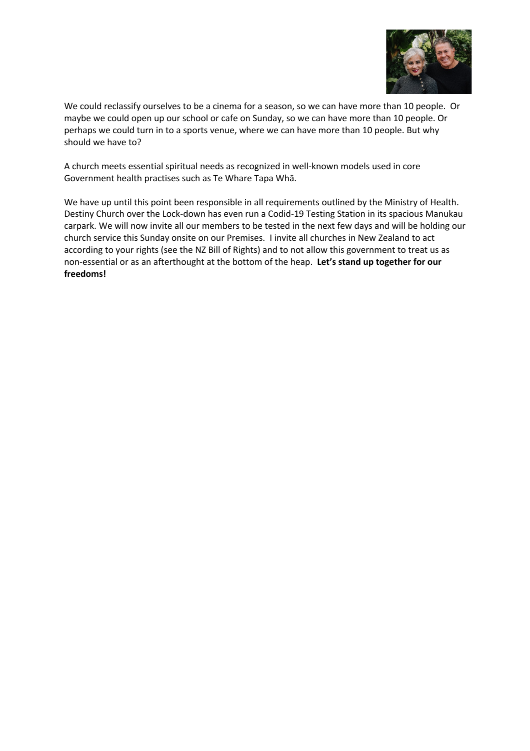We could reclassify ourselves to be a cinema for a season, so we can have more than 10 people. Or maybe we could open up our school or cafe on Sunday, so we can have more than 10 people. Or perhaps we could turn in to a sports venue, where we can have more than 10 people. But why should we have to?

A church meets essential spiritual needs as recognized in well-known models used in core Government health practises such as Te Whare Tapa Whā.

We have up until this point been responsible in all requirements outlined by the Ministry of Health. Destiny Church over the Lock-down has even run a Codid-19 Testing Station in its spacious Manukau carpark. We will now invite all our members to be tested in the next few days and will be holding our church service this Sunday onsite on our Premises. I invite all churches in New Zealand to act according to your rights (see the NZ Bill of Rights) and to not allow this government to treat us as non-essential or as an afterthought at the bottom of the heap. **Let's stand up together for our freedoms!**